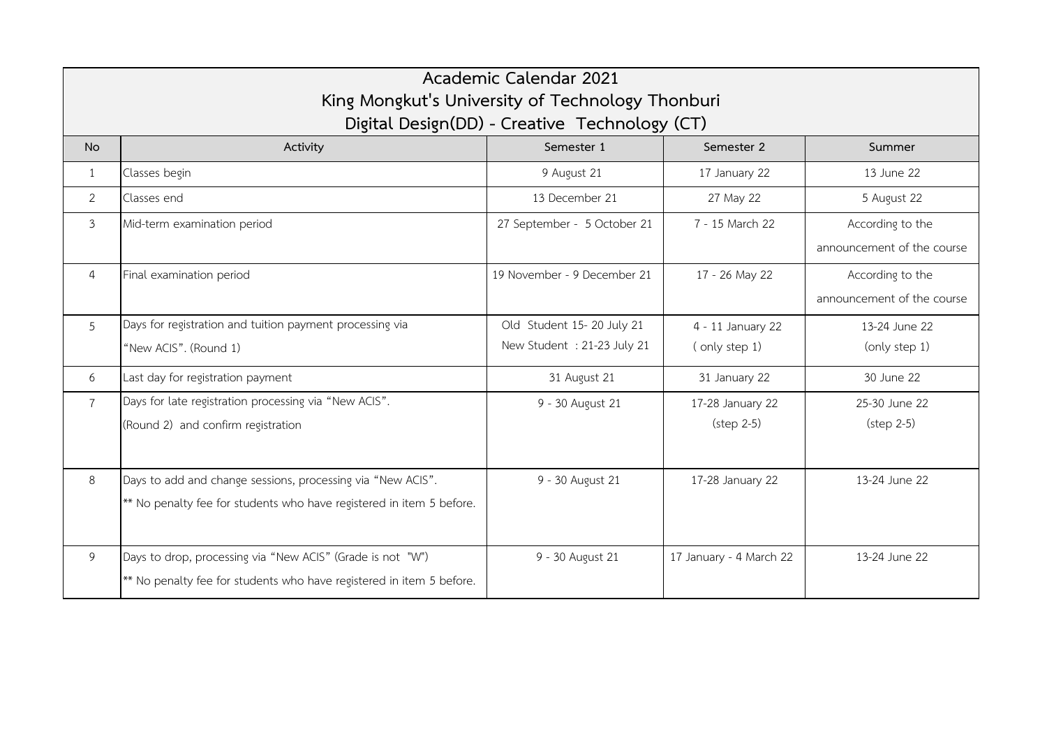# Academic Calendar 2021

## King Mongkut's University of Technology Thonburi

### Digital Design(DD) - Creative Technology (CT)

| No | Activity | Semester 1 | Semester 2 | Summer |
|---|---|---|---|---|
| 1 | Classes begin | 9 August 21 | 17 January 22 | 13 June 22 |
| 2 | Classes end | 13 December 21 | 27 May 22 | 5 August 22 |
| 3 | Mid-term examination period | 27 September - 5 October 21 | 7 - 15 March 22 | According to the announcement of the course |
| 4 | Final examination period | 19 November - 9 December 21 | 17 - 26 May 22 | According to the announcement of the course |
| 5 | Days for registration and tuition payment processing via "New ACIS". (Round 1) | Old Student 15- 20 July 21<br>New Student : 21-23 July 21 | 4 - 11 January 22<br>( only step 1) | 13-24 June 22<br>(only step 1) |
| 6 | Last day for registration payment | 31 August 21 | 31 January 22 | 30 June 22 |
| 7 | Days for late registration processing via "New ACIS". (Round 2) and confirm registration | 9 - 30 August 21 | 17-28 January 22<br>(step 2-5) | 25-30 June 22<br>(step 2-5) |
| 8 | Days to add and change sessions, processing via "New ACIS".<br>** No penalty fee for students who have registered in item 5 before. | 9 - 30 August 21 | 17-28 January 22 | 13-24 June 22 |
| 9 | Days to drop, processing via "New ACIS" (Grade is not "W")<br>** No penalty fee for students who have registered in item 5 before. | 9 - 30 August 21 | 17 January - 4 March 22 | 13-24 June 22 |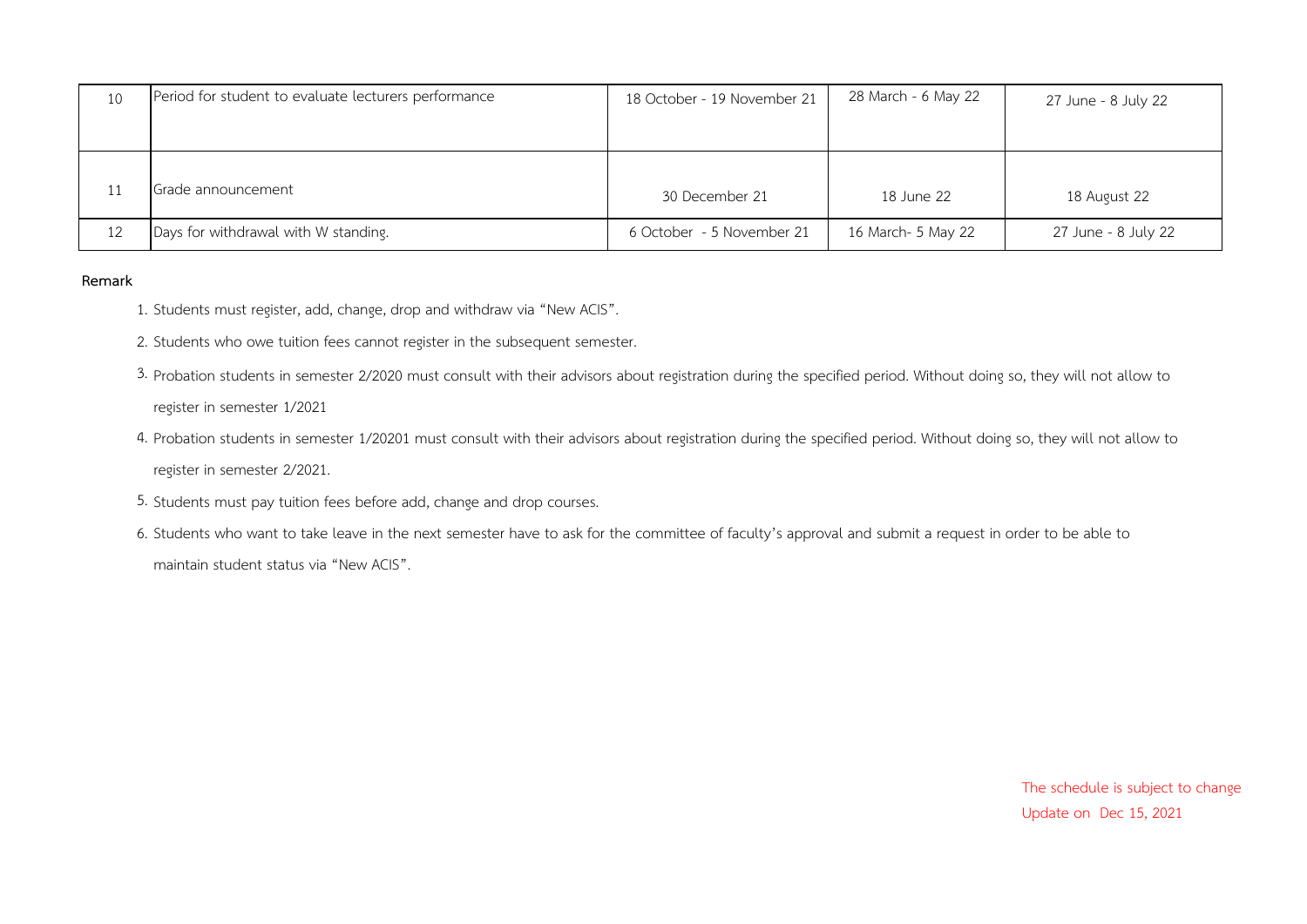| | | | | |
|---|---|---|---|---|
| 10 | Period for student to evaluate lecturers performance | 18 October - 19 November 21 | 28 March - 6 May 22 | 27 June - 8 July 22 |
| 11 | Grade announcement | 30 December 21 | 18 June 22 | 18 August 22 |
| 12 | Days for withdrawal with W standing. | 6 October - 5 November 21 | 16 March- 5 May 22 | 27 June - 8 July 22 |

**Remark**

1. Students must register, add, change, drop and withdraw via "New ACIS".
2. Students who owe tuition fees cannot register in the subsequent semester.
3. Probation students in semester 2/2020 must consult with their advisors about registration during the specified period. Without doing so, they will not allow to register in semester 1/2021
4. Probation students in semester 1/20201 must consult with their advisors about registration during the specified period. Without doing so, they will not allow to register in semester 2/2021.
5. Students must pay tuition fees before add, change and drop courses.
6. Students who want to take leave in the next semester have to ask for the committee of faculty's approval and submit a request in order to be able to maintain student status via "New ACIS".

The schedule is subject to change

Update on Dec 15, 2021